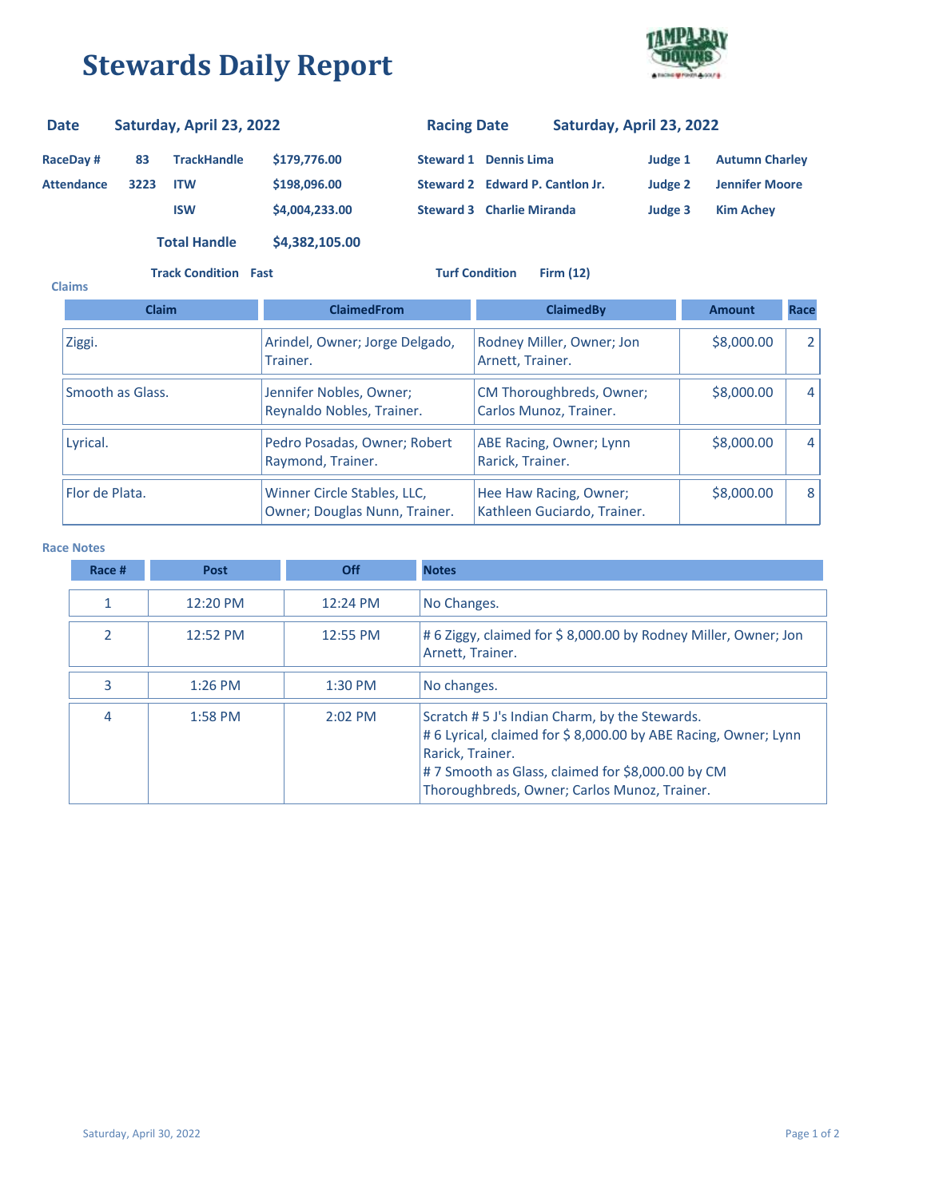# Stewards Daily Report

| Date | Saturday, April 23, 2022 | Racing Date | Saturday, April 23, 2022 |
|---|---|---|---|

| | | | | | | | |
|---|---|---|---|---|---|---|---|
| RaceDay # | 83 | TrackHandle | $179,776.00 | Steward 1 | Dennis Lima | Judge 1 | Autumn Charley |
| Attendance | 3223 | ITW | $198,096.00 | Steward 2 | Edward P. Cantlon Jr. | Judge 2 | Jennifer Moore |
| | | ISW | $4,004,233.00 | Steward 3 | Charlie Miranda | Judge 3 | Kim Achey |

**Total Handle** $4,382,105.00

**Track Condition** Fast **Turf Condition** Firm (12)

### Claims

| Claim | ClaimedFrom | ClaimedBy | Amount | Race |
|---|---|---|---|---|
| Ziggi. | Arindel, Owner; Jorge Delgado, Trainer. | Rodney Miller, Owner; Jon Arnett, Trainer. | $8,000.00 | 2 |
| Smooth as Glass. | Jennifer Nobles, Owner; Reynaldo Nobles, Trainer. | CM Thoroughbreds, Owner; Carlos Munoz, Trainer. | $8,000.00 | 4 |
| Lyrical. | Pedro Posadas, Owner; Robert Raymond, Trainer. | ABE Racing, Owner; Lynn Rarick, Trainer. | $8,000.00 | 4 |
| Flor de Plata. | Winner Circle Stables, LLC, Owner; Douglas Nunn, Trainer. | Hee Haw Racing, Owner; Kathleen Guciardo, Trainer. | $8,000.00 | 8 |

### Race Notes

| Race # | Post | Off | Notes |
|---|---|---|---|
| 1 | 12:20 PM | 12:24 PM | No Changes. |
| 2 | 12:52 PM | 12:55 PM | # 6 Ziggy, claimed for $ 8,000.00 by Rodney Miller, Owner; Jon Arnett, Trainer. |
| 3 | 1:26 PM | 1:30 PM | No changes. |
| 4 | 1:58 PM | 2:02 PM | Scratch # 5 J's Indian Charm, by the Stewards.<br># 6 Lyrical, claimed for $ 8,000.00 by ABE Racing, Owner; Lynn Rarick, Trainer.<br># 7 Smooth as Glass, claimed for $8,000.00 by CM Thoroughbreds, Owner; Carlos Munoz, Trainer. |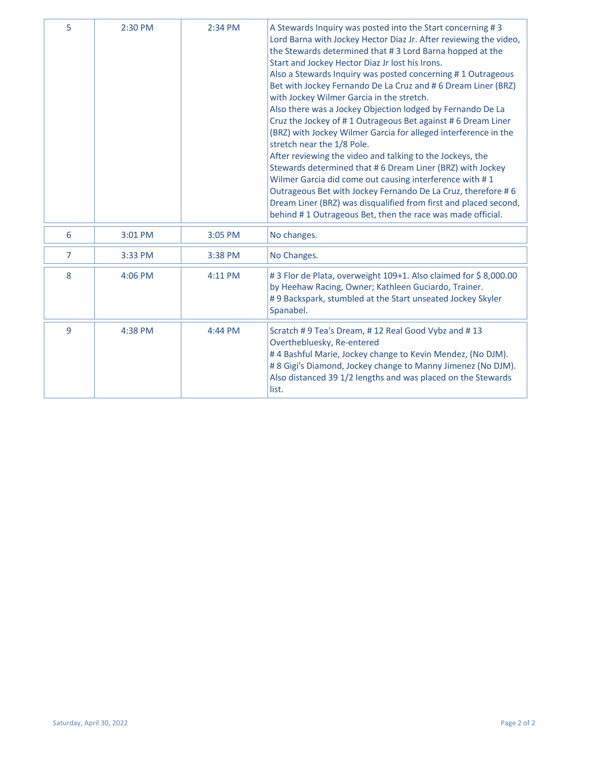| | | | |
|---|---|---|---|
| 5 | 2:30 PM | 2:34 PM | A Stewards Inquiry was posted into the Start concerning # 3 Lord Barna with Jockey Hector Diaz Jr. After reviewing the video, the Stewards determined that # 3 Lord Barna hopped at the Start and Jockey Hector Diaz Jr lost his Irons.<br>Also a Stewards Inquiry was posted concerning # 1 Outrageous Bet with Jockey Fernando De La Cruz and # 6 Dream Liner (BRZ) with Jockey Wilmer Garcia in the stretch.<br>Also there was a Jockey Objection lodged by Fernando De La Cruz the Jockey of # 1 Outrageous Bet against # 6 Dream Liner (BRZ) with Jockey Wilmer Garcia for alleged interference in the stretch near the 1/8 Pole.<br>After reviewing the video and talking to the Jockeys, the Stewards determined that # 6 Dream Liner (BRZ) with Jockey Wilmer Garcia did come out causing interference with # 1 Outrageous Bet with Jockey Fernando De La Cruz, therefore # 6 Dream Liner (BRZ) was disqualified from first and placed second, behind # 1 Outrageous Bet, then the race was made official. |
| 6 | 3:01 PM | 3:05 PM | No changes. |
| 7 | 3:33 PM | 3:38 PM | No Changes. |
| 8 | 4:06 PM | 4:11 PM | # 3 Flor de Plata, overweight 109+1. Also claimed for $ 8,000.00 by Heehaw Racing, Owner; Kathleen Guciardo, Trainer.<br># 9 Backspark, stumbled at the Start unseated Jockey Skyler Spanabel. |
| 9 | 4:38 PM | 4:44 PM | Scratch # 9 Tea's Dream, # 12 Real Good Vybz and # 13 Overthebluesky, Re-entered<br># 4 Bashful Marie, Jockey change to Kevin Mendez, (No DJM).<br># 8 Gigi's Diamond, Jockey change to Manny Jimenez (No DJM). Also distanced 39 1/2 lengths and was placed on the Stewards list. |

Saturday, April 30, 2022